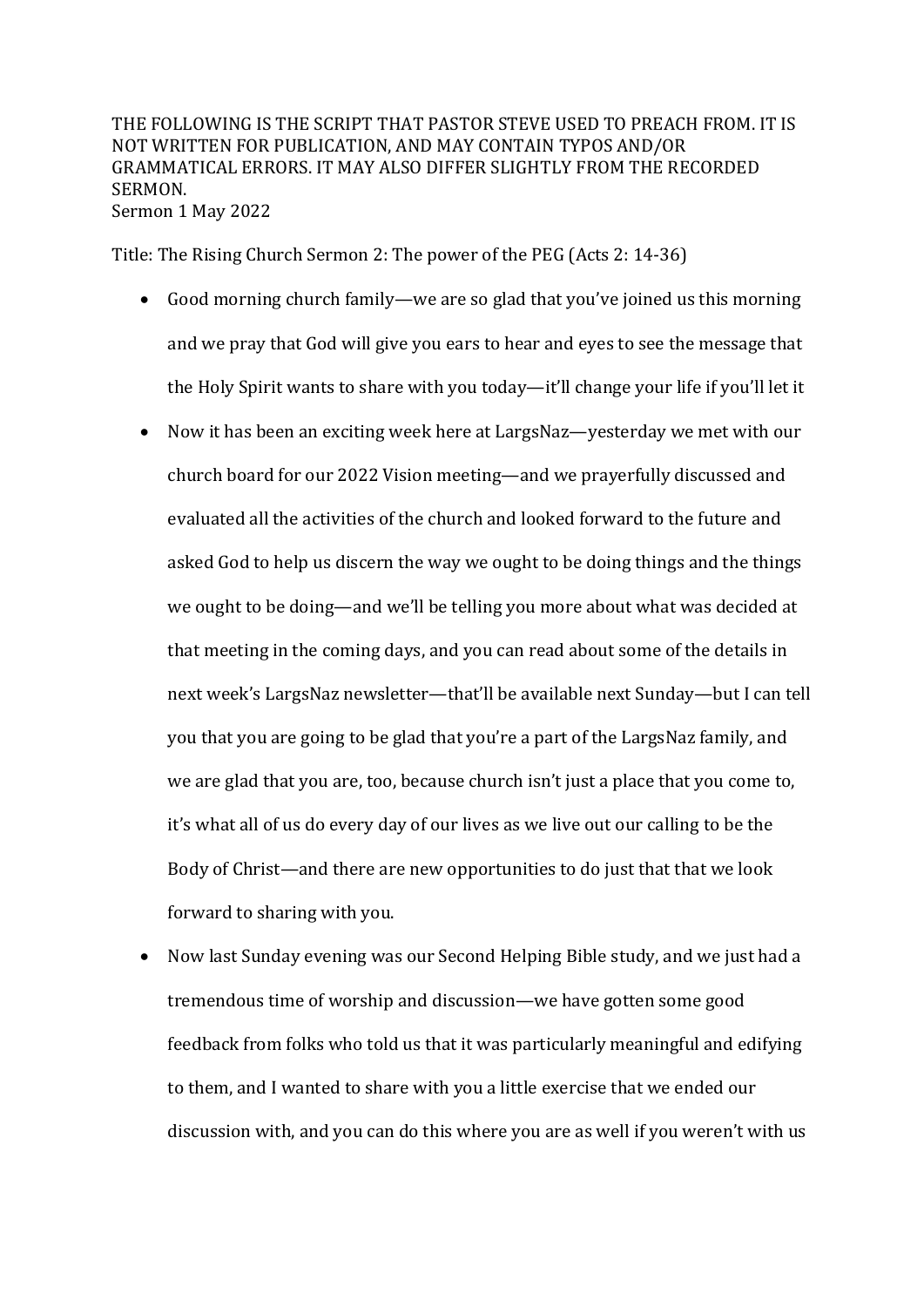THE FOLLOWING IS THE SCRIPT THAT PASTOR STEVE USED TO PREACH FROM. IT IS NOT WRITTEN FOR PUBLICATION, AND MAY CONTAIN TYPOS AND/OR GRAMMATICAL ERRORS. IT MAY ALSO DIFFER SLIGHTLY FROM THE RECORDED SERMON.

Sermon 1 May 2022

Title: The Rising Church Sermon 2: The power of the PEG (Acts 2: 14-36)

- Good morning church family—we are so glad that you've joined us this morning and we pray that God will give you ears to hear and eyes to see the message that the Holy Spirit wants to share with you today—it'll change your life if you'll let it
- Now it has been an exciting week here at LargsNaz—yesterday we met with our church board for our 2022 Vision meeting—and we prayerfully discussed and evaluated all the activities of the church and looked forward to the future and asked God to help us discern the way we ought to be doing things and the things we ought to be doing—and we'll be telling you more about what was decided at that meeting in the coming days, and you can read about some of the details in next week's LargsNaz newsletter—that'll be available next Sunday—but I can tell you that you are going to be glad that you're a part of the LargsNaz family, and we are glad that you are, too, because church isn't just a place that you come to, it's what all of us do every day of our lives as we live out our calling to be the Body of Christ—and there are new opportunities to do just that that we look forward to sharing with you.
- Now last Sunday evening was our Second Helping Bible study, and we just had a tremendous time of worship and discussion—we have gotten some good feedback from folks who told us that it was particularly meaningful and edifying to them, and I wanted to share with you a little exercise that we ended our discussion with, and you can do this where you are as well if you weren't with us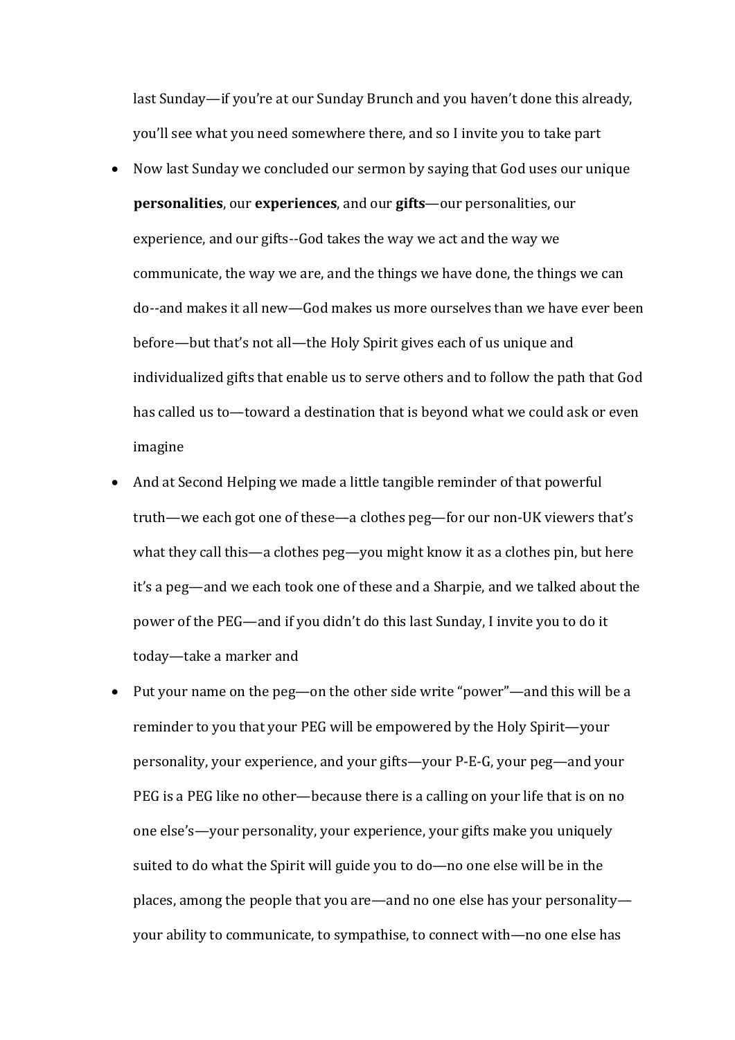last Sunday—if you're at our Sunday Brunch and you haven't done this already, you'll see what you need somewhere there, and so I invite you to take part

- Now last Sunday we concluded our sermon by saying that God uses our unique **personalities**, our **experiences**, and our **gifts**—our personalities, our experience, and our gifts--God takes the way we act and the way we communicate, the way we are, and the things we have done, the things we can do--and makes it all new—God makes us more ourselves than we have ever been before—but that's not all—the Holy Spirit gives each of us unique and individualized gifts that enable us to serve others and to follow the path that God has called us to—toward a destination that is beyond what we could ask or even imagine
- And at Second Helping we made a little tangible reminder of that powerful truth—we each got one of these—a clothes peg—for our non-UK viewers that's what they call this—a clothes peg—you might know it as a clothes pin, but here it's a peg—and we each took one of these and a Sharpie, and we talked about the power of the PEG—and if you didn't do this last Sunday, I invite you to do it today—take a marker and
- Put your name on the peg—on the other side write "power"—and this will be a reminder to you that your PEG will be empowered by the Holy Spirit—your personality, your experience, and your gifts—your P-E-G, your peg—and your PEG is a PEG like no other—because there is a calling on your life that is on no one else's—your personality, your experience, your gifts make you uniquely suited to do what the Spirit will guide you to do—no one else will be in the places, among the people that you are—and no one else has your personality—your ability to communicate, to sympathise, to connect with—no one else has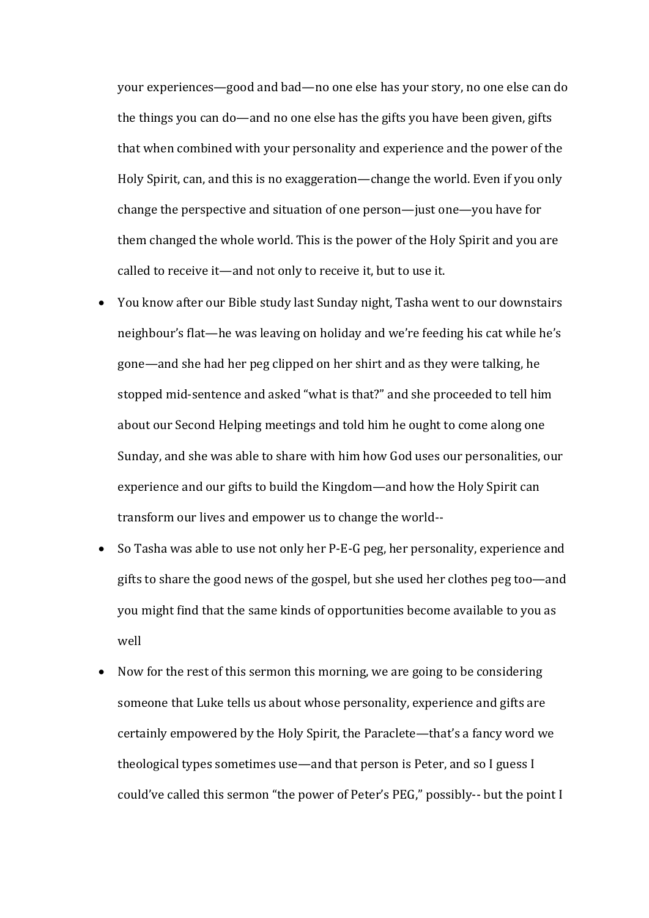your experiences—good and bad—no one else has your story, no one else can do the things you can do—and no one else has the gifts you have been given, gifts that when combined with your personality and experience and the power of the Holy Spirit, can, and this is no exaggeration—change the world. Even if you only change the perspective and situation of one person—just one—you have for them changed the whole world. This is the power of the Holy Spirit and you are called to receive it—and not only to receive it, but to use it.

- You know after our Bible study last Sunday night, Tasha went to our downstairs neighbour's flat—he was leaving on holiday and we're feeding his cat while he's gone—and she had her peg clipped on her shirt and as they were talking, he stopped mid-sentence and asked "what is that?" and she proceeded to tell him about our Second Helping meetings and told him he ought to come along one Sunday, and she was able to share with him how God uses our personalities, our experience and our gifts to build the Kingdom—and how the Holy Spirit can transform our lives and empower us to change the world--
- So Tasha was able to use not only her P-E-G peg, her personality, experience and gifts to share the good news of the gospel, but she used her clothes peg too—and you might find that the same kinds of opportunities become available to you as well
- Now for the rest of this sermon this morning, we are going to be considering someone that Luke tells us about whose personality, experience and gifts are certainly empowered by the Holy Spirit, the Paraclete—that's a fancy word we theological types sometimes use—and that person is Peter, and so I guess I could've called this sermon "the power of Peter's PEG," possibly-- but the point I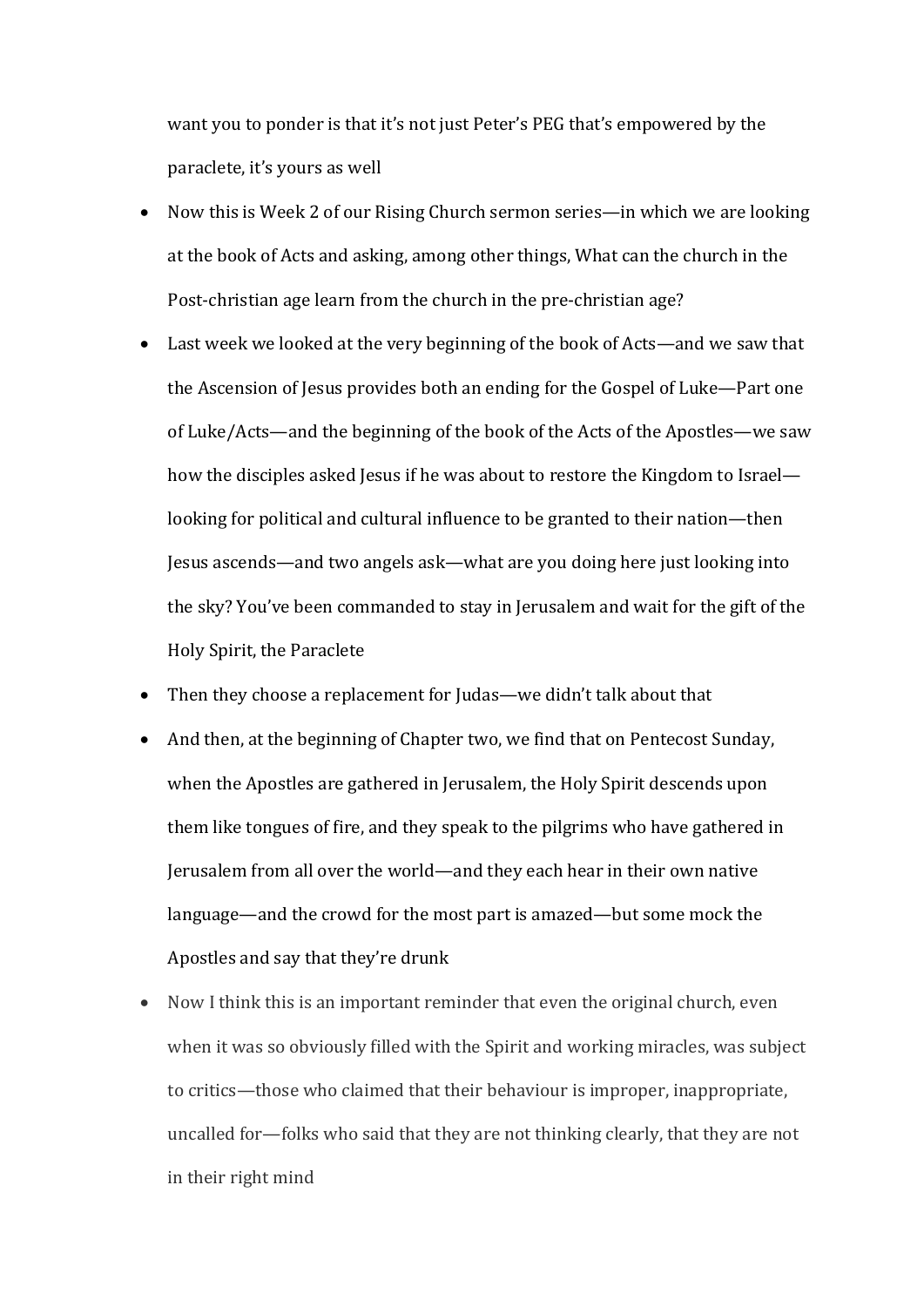want you to ponder is that it's not just Peter's PEG that's empowered by the paraclete, it's yours as well

- Now this is Week 2 of our Rising Church sermon series—in which we are looking at the book of Acts and asking, among other things, What can the church in the Post-christian age learn from the church in the pre-christian age?
- Last week we looked at the very beginning of the book of Acts—and we saw that the Ascension of Jesus provides both an ending for the Gospel of Luke—Part one of Luke/Acts—and the beginning of the book of the Acts of the Apostles—we saw how the disciples asked Jesus if he was about to restore the Kingdom to Israel—looking for political and cultural influence to be granted to their nation—then Jesus ascends—and two angels ask—what are you doing here just looking into the sky? You've been commanded to stay in Jerusalem and wait for the gift of the Holy Spirit, the Paraclete
- Then they choose a replacement for Judas—we didn't talk about that
- And then, at the beginning of Chapter two, we find that on Pentecost Sunday, when the Apostles are gathered in Jerusalem, the Holy Spirit descends upon them like tongues of fire, and they speak to the pilgrims who have gathered in Jerusalem from all over the world—and they each hear in their own native language—and the crowd for the most part is amazed—but some mock the Apostles and say that they're drunk
- Now I think this is an important reminder that even the original church, even when it was so obviously filled with the Spirit and working miracles, was subject to critics—those who claimed that their behaviour is improper, inappropriate, uncalled for—folks who said that they are not thinking clearly, that they are not in their right mind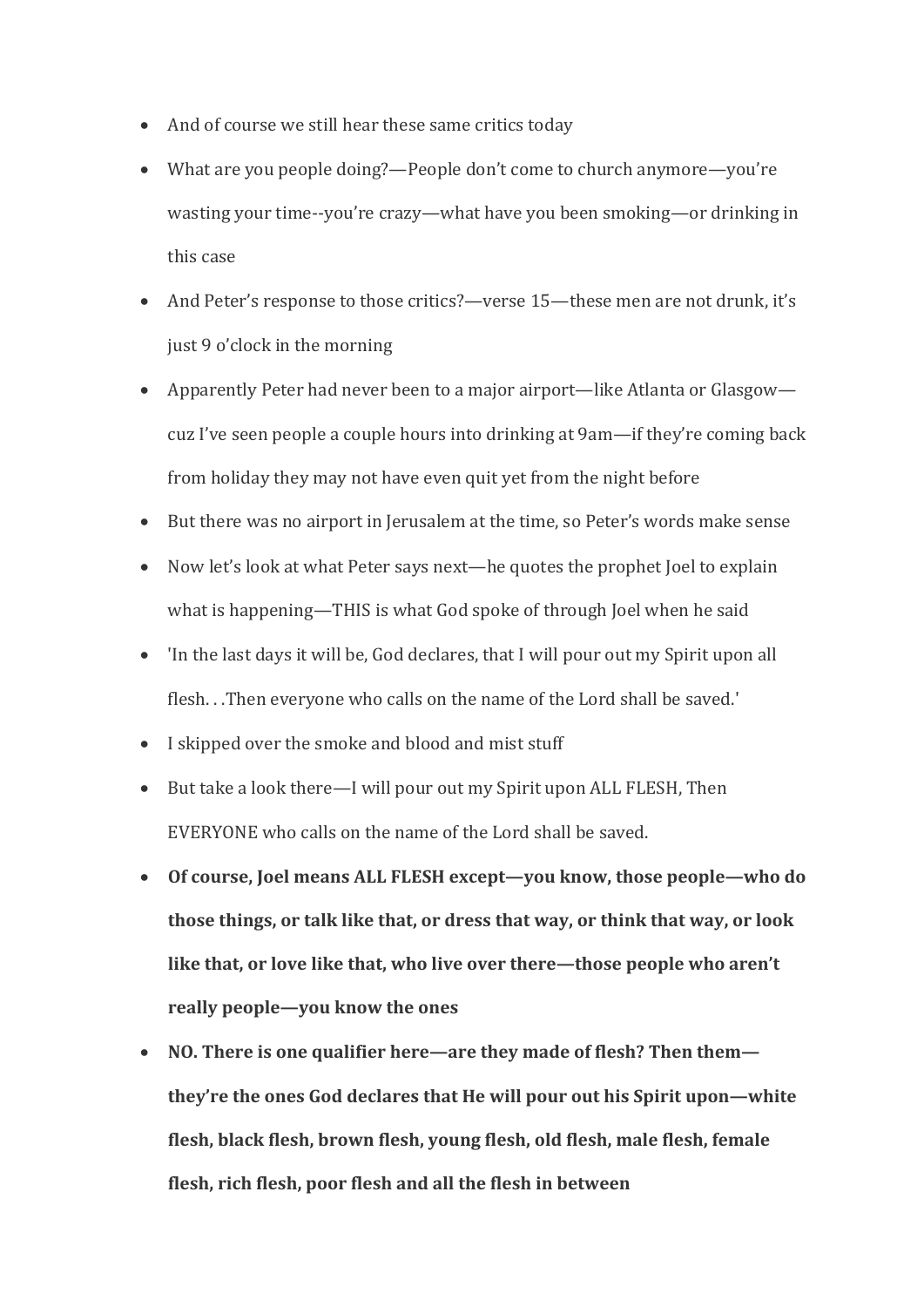- And of course we still hear these same critics today
- What are you people doing?—People don't come to church anymore—you're wasting your time--you're crazy—what have you been smoking—or drinking in this case
- And Peter's response to those critics?—verse 15—these men are not drunk, it's just 9 o'clock in the morning
- Apparently Peter had never been to a major airport—like Atlanta or Glasgow—cuz I've seen people a couple hours into drinking at 9am—if they're coming back from holiday they may not have even quit yet from the night before
- But there was no airport in Jerusalem at the time, so Peter's words make sense
- Now let's look at what Peter says next—he quotes the prophet Joel to explain what is happening—THIS is what God spoke of through Joel when he said
- 'In the last days it will be, God declares, that I will pour out my Spirit upon all flesh. . .Then everyone who calls on the name of the Lord shall be saved.'
- I skipped over the smoke and blood and mist stuff
- But take a look there—I will pour out my Spirit upon ALL FLESH, Then EVERYONE who calls on the name of the Lord shall be saved.
- **Of course, Joel means ALL FLESH except—you know, those people—who do those things, or talk like that, or dress that way, or think that way, or look like that, or love like that, who live over there—those people who aren't really people—you know the ones**
- **NO. There is one qualifier here—are they made of flesh? Then them—they're the ones God declares that He will pour out his Spirit upon—white flesh, black flesh, brown flesh, young flesh, old flesh, male flesh, female flesh, rich flesh, poor flesh and all the flesh in between**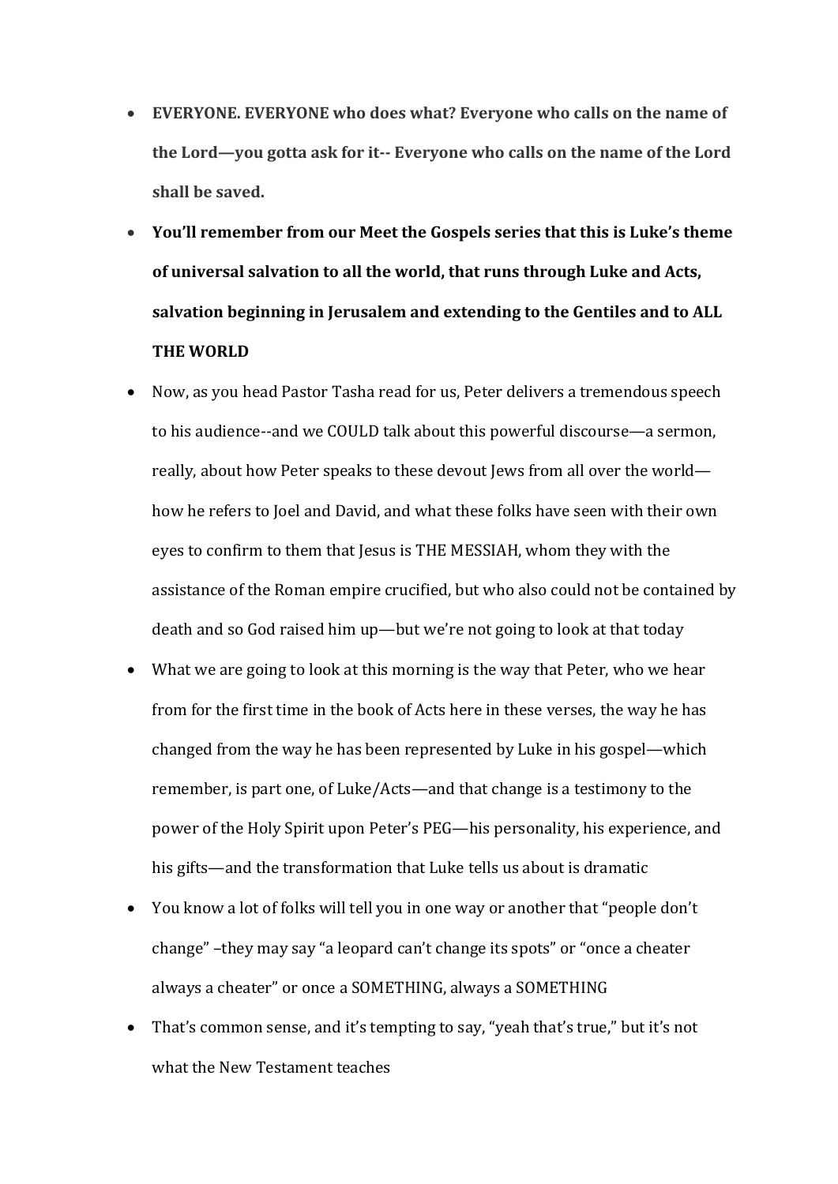- **EVERYONE. EVERYONE who does what? Everyone who calls on the name of the Lord—you gotta ask for it-- Everyone who calls on the name of the Lord shall be saved.**
- **You'll remember from our Meet the Gospels series that this is Luke's theme of universal salvation to all the world, that runs through Luke and Acts, salvation beginning in Jerusalem and extending to the Gentiles and to ALL THE WORLD**
- Now, as you head Pastor Tasha read for us, Peter delivers a tremendous speech to his audience--and we COULD talk about this powerful discourse—a sermon, really, about how Peter speaks to these devout Jews from all over the world—how he refers to Joel and David, and what these folks have seen with their own eyes to confirm to them that Jesus is THE MESSIAH, whom they with the assistance of the Roman empire crucified, but who also could not be contained by death and so God raised him up—but we're not going to look at that today
- What we are going to look at this morning is the way that Peter, who we hear from for the first time in the book of Acts here in these verses, the way he has changed from the way he has been represented by Luke in his gospel—which remember, is part one, of Luke/Acts—and that change is a testimony to the power of the Holy Spirit upon Peter's PEG—his personality, his experience, and his gifts—and the transformation that Luke tells us about is dramatic
- You know a lot of folks will tell you in one way or another that "people don't change" –they may say "a leopard can't change its spots" or "once a cheater always a cheater" or once a SOMETHING, always a SOMETHING
- That's common sense, and it's tempting to say, "yeah that's true," but it's not what the New Testament teaches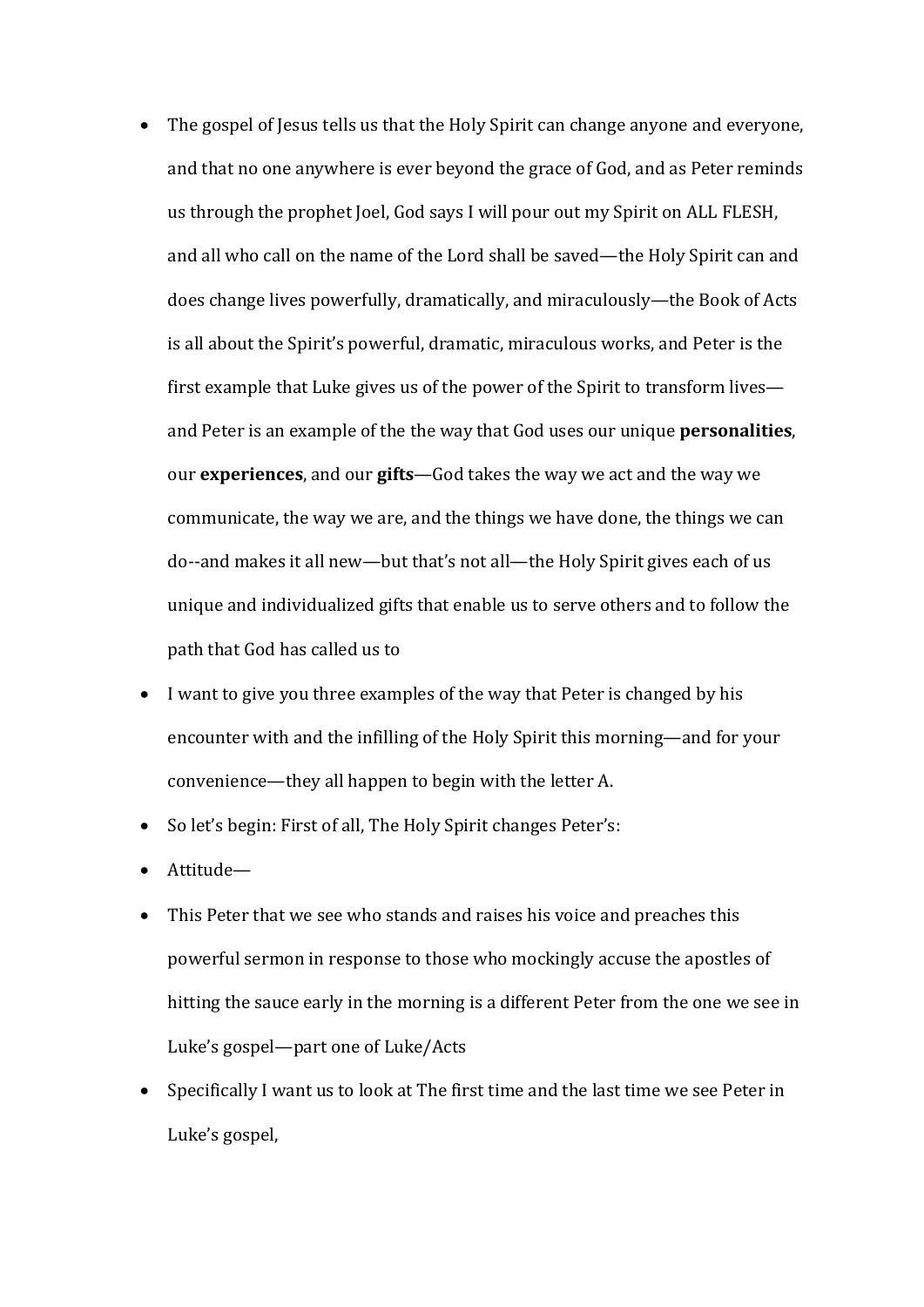- The gospel of Jesus tells us that the Holy Spirit can change anyone and everyone, and that no one anywhere is ever beyond the grace of God, and as Peter reminds us through the prophet Joel, God says I will pour out my Spirit on ALL FLESH, and all who call on the name of the Lord shall be saved—the Holy Spirit can and does change lives powerfully, dramatically, and miraculously—the Book of Acts is all about the Spirit's powerful, dramatic, miraculous works, and Peter is the first example that Luke gives us of the power of the Spirit to transform lives—and Peter is an example of the the way that God uses our unique **personalities**, our **experiences**, and our **gifts**—God takes the way we act and the way we communicate, the way we are, and the things we have done, the things we can do--and makes it all new—but that's not all—the Holy Spirit gives each of us unique and individualized gifts that enable us to serve others and to follow the path that God has called us to
- I want to give you three examples of the way that Peter is changed by his encounter with and the infilling of the Holy Spirit this morning—and for your convenience—they all happen to begin with the letter A.
- So let's begin: First of all, The Holy Spirit changes Peter's:
- Attitude—
- This Peter that we see who stands and raises his voice and preaches this powerful sermon in response to those who mockingly accuse the apostles of hitting the sauce early in the morning is a different Peter from the one we see in Luke's gospel—part one of Luke/Acts
- Specifically I want us to look at The first time and the last time we see Peter in Luke's gospel,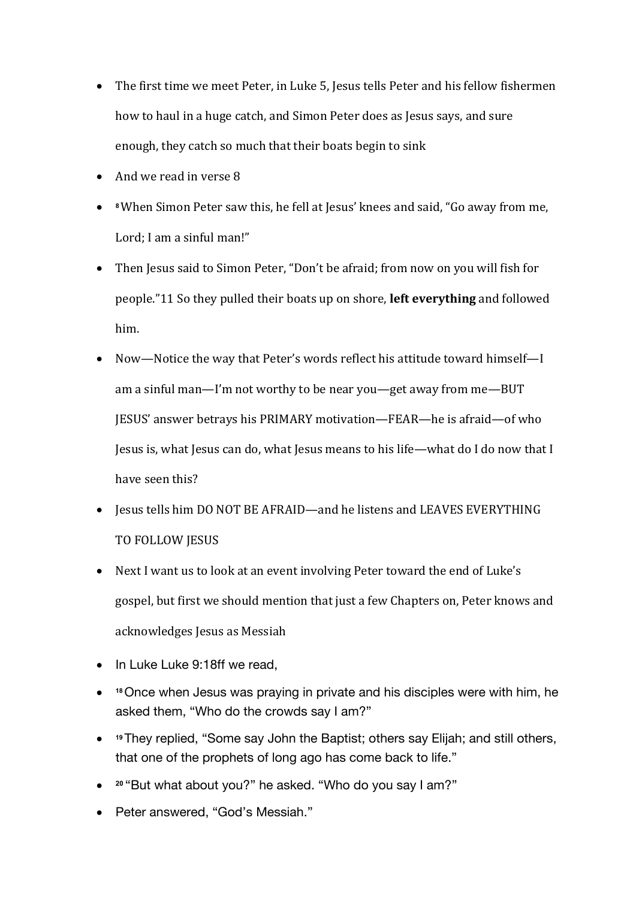- The first time we meet Peter, in Luke 5, Jesus tells Peter and his fellow fishermen how to haul in a huge catch, and Simon Peter does as Jesus says, and sure enough, they catch so much that their boats begin to sink
- And we read in verse 8
- [8] When Simon Peter saw this, he fell at Jesus' knees and said, "Go away from me, Lord; I am a sinful man!"
- Then Jesus said to Simon Peter, "Don't be afraid; from now on you will fish for people."11 So they pulled their boats up on shore, **left everything** and followed him.
- Now—Notice the way that Peter's words reflect his attitude toward himself—I am a sinful man—I'm not worthy to be near you—get away from me—BUT JESUS' answer betrays his PRIMARY motivation—FEAR—he is afraid—of who Jesus is, what Jesus can do, what Jesus means to his life—what do I do now that I have seen this?
- Jesus tells him DO NOT BE AFRAID—and he listens and LEAVES EVERYTHING TO FOLLOW JESUS
- Next I want us to look at an event involving Peter toward the end of Luke's gospel, but first we should mention that just a few Chapters on, Peter knows and acknowledges Jesus as Messiah
- In Luke Luke 9:18ff we read,
- [18] Once when Jesus was praying in private and his disciples were with him, he asked them, "Who do the crowds say I am?"
- [19] They replied, "Some say John the Baptist; others say Elijah; and still others, that one of the prophets of long ago has come back to life."
- [20] "But what about you?" he asked. "Who do you say I am?"
- Peter answered, "God's Messiah."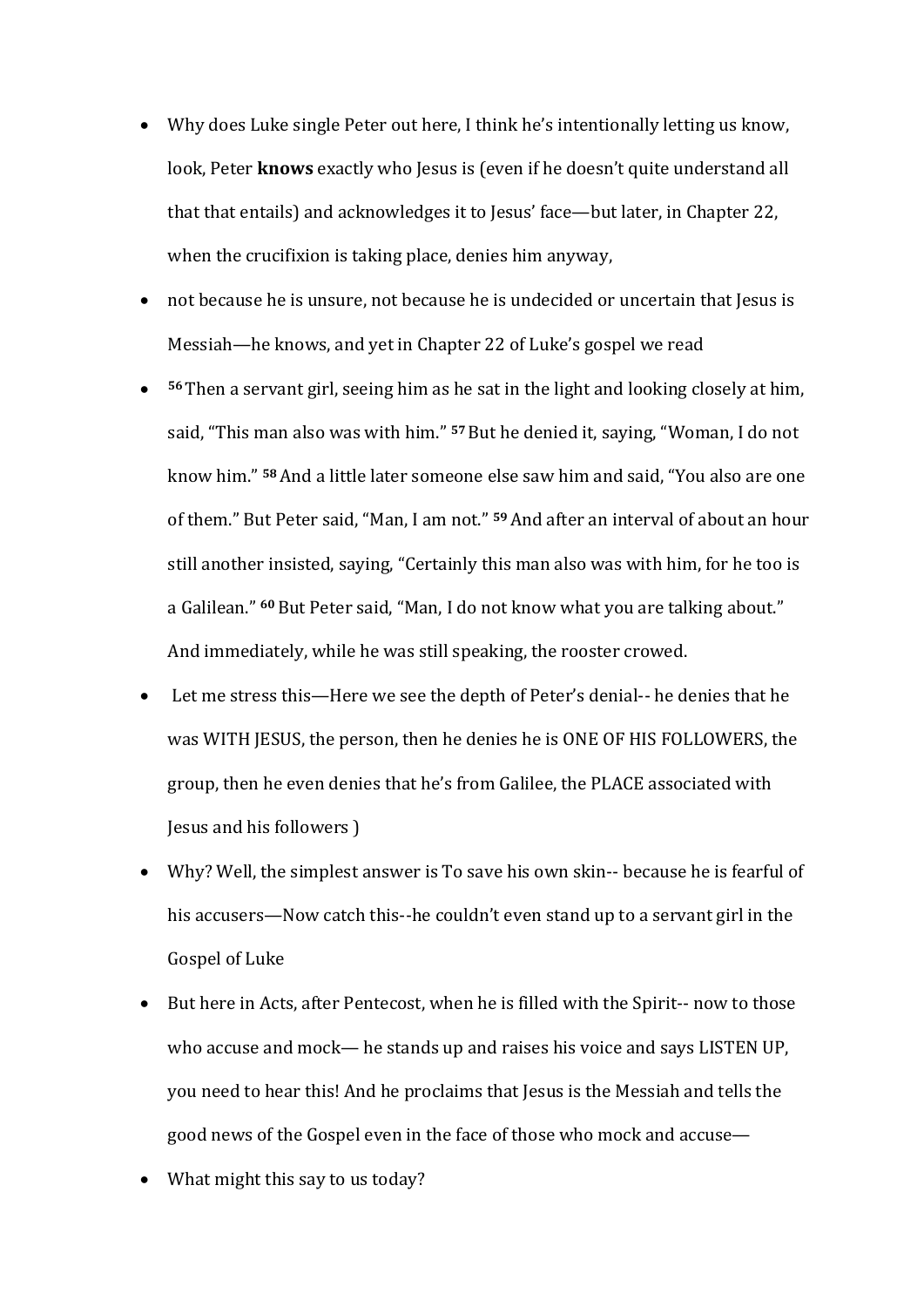- Why does Luke single Peter out here, I think he's intentionally letting us know, look, Peter **knows** exactly who Jesus is (even if he doesn't quite understand all that that entails) and acknowledges it to Jesus' face—but later, in Chapter 22, when the crucifixion is taking place, denies him anyway,
- not because he is unsure, not because he is undecided or uncertain that Jesus is Messiah—he knows, and yet in Chapter 22 of Luke's gospel we read
- **56** Then a servant girl, seeing him as he sat in the light and looking closely at him, said, "This man also was with him." **57** But he denied it, saying, "Woman, I do not know him." **58** And a little later someone else saw him and said, "You also are one of them." But Peter said, "Man, I am not." **59** And after an interval of about an hour still another insisted, saying, "Certainly this man also was with him, for he too is a Galilean." **60** But Peter said, "Man, I do not know what you are talking about." And immediately, while he was still speaking, the rooster crowed.
- Let me stress this—Here we see the depth of Peter's denial-- he denies that he was WITH JESUS, the person, then he denies he is ONE OF HIS FOLLOWERS, the group, then he even denies that he's from Galilee, the PLACE associated with Jesus and his followers )
- Why? Well, the simplest answer is To save his own skin-- because he is fearful of his accusers—Now catch this--he couldn't even stand up to a servant girl in the Gospel of Luke
- But here in Acts, after Pentecost, when he is filled with the Spirit-- now to those who accuse and mock— he stands up and raises his voice and says LISTEN UP, you need to hear this! And he proclaims that Jesus is the Messiah and tells the good news of the Gospel even in the face of those who mock and accuse—
- What might this say to us today?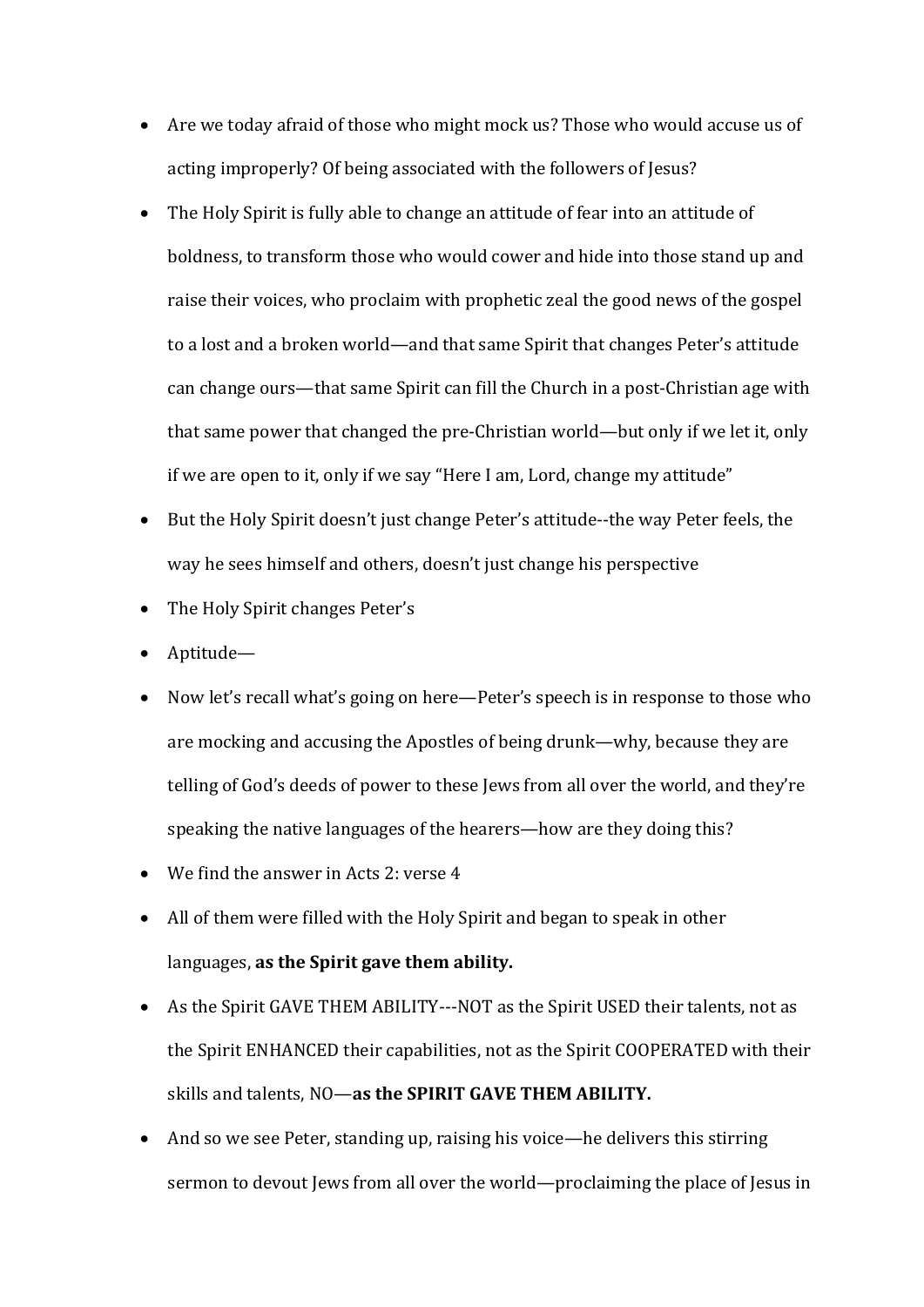- Are we today afraid of those who might mock us? Those who would accuse us of acting improperly? Of being associated with the followers of Jesus?
- The Holy Spirit is fully able to change an attitude of fear into an attitude of boldness, to transform those who would cower and hide into those stand up and raise their voices, who proclaim with prophetic zeal the good news of the gospel to a lost and a broken world—and that same Spirit that changes Peter's attitude can change ours—that same Spirit can fill the Church in a post-Christian age with that same power that changed the pre-Christian world—but only if we let it, only if we are open to it, only if we say "Here I am, Lord, change my attitude"
- But the Holy Spirit doesn't just change Peter's attitude--the way Peter feels, the way he sees himself and others, doesn't just change his perspective
- The Holy Spirit changes Peter's
- Aptitude—
- Now let's recall what's going on here—Peter's speech is in response to those who are mocking and accusing the Apostles of being drunk—why, because they are telling of God's deeds of power to these Jews from all over the world, and they're speaking the native languages of the hearers—how are they doing this?
- We find the answer in Acts 2: verse 4
- All of them were filled with the Holy Spirit and began to speak in other languages, **as the Spirit gave them ability.**
- As the Spirit GAVE THEM ABILITY---NOT as the Spirit USED their talents, not as the Spirit ENHANCED their capabilities, not as the Spirit COOPERATED with their skills and talents, NO—**as the SPIRIT GAVE THEM ABILITY.**
- And so we see Peter, standing up, raising his voice—he delivers this stirring sermon to devout Jews from all over the world—proclaiming the place of Jesus in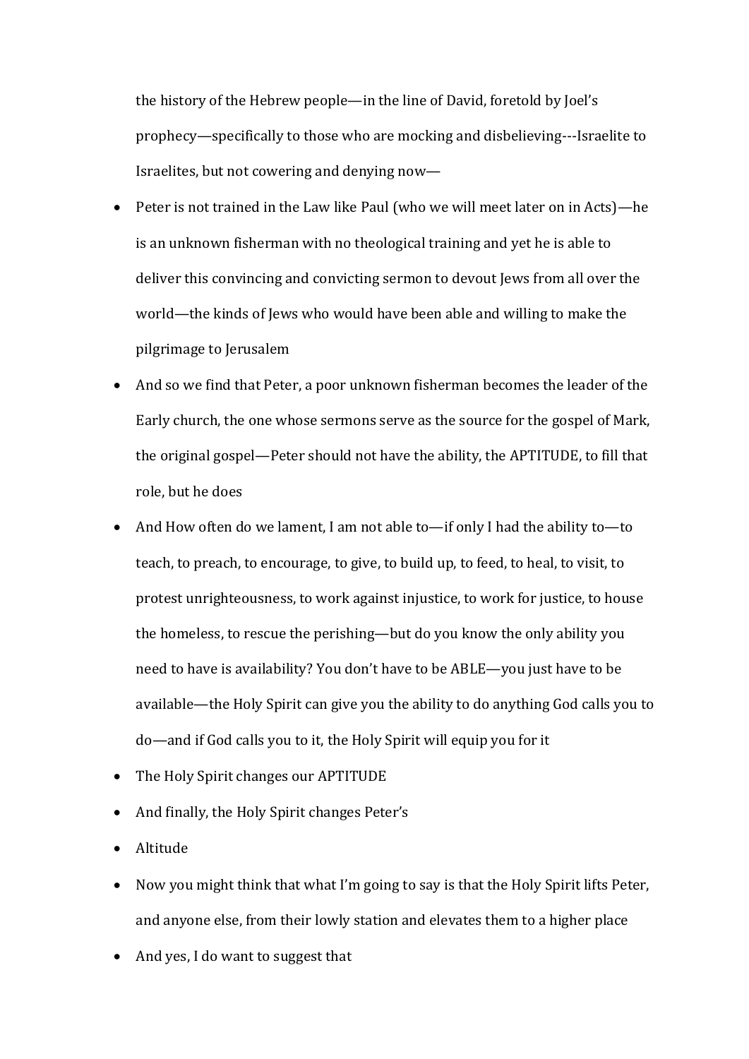the history of the Hebrew people—in the line of David, foretold by Joel's prophecy—specifically to those who are mocking and disbelieving---Israelite to Israelites, but not cowering and denying now—

- Peter is not trained in the Law like Paul (who we will meet later on in Acts)—he is an unknown fisherman with no theological training and yet he is able to deliver this convincing and convicting sermon to devout Jews from all over the world—the kinds of Jews who would have been able and willing to make the pilgrimage to Jerusalem
- And so we find that Peter, a poor unknown fisherman becomes the leader of the Early church, the one whose sermons serve as the source for the gospel of Mark, the original gospel—Peter should not have the ability, the APTITUDE, to fill that role, but he does
- And How often do we lament, I am not able to—if only I had the ability to—to teach, to preach, to encourage, to give, to build up, to feed, to heal, to visit, to protest unrighteousness, to work against injustice, to work for justice, to house the homeless, to rescue the perishing—but do you know the only ability you need to have is availability? You don't have to be ABLE—you just have to be available—the Holy Spirit can give you the ability to do anything God calls you to do—and if God calls you to it, the Holy Spirit will equip you for it
- The Holy Spirit changes our APTITUDE
- And finally, the Holy Spirit changes Peter's
- Altitude
- Now you might think that what I'm going to say is that the Holy Spirit lifts Peter, and anyone else, from their lowly station and elevates them to a higher place
- And yes, I do want to suggest that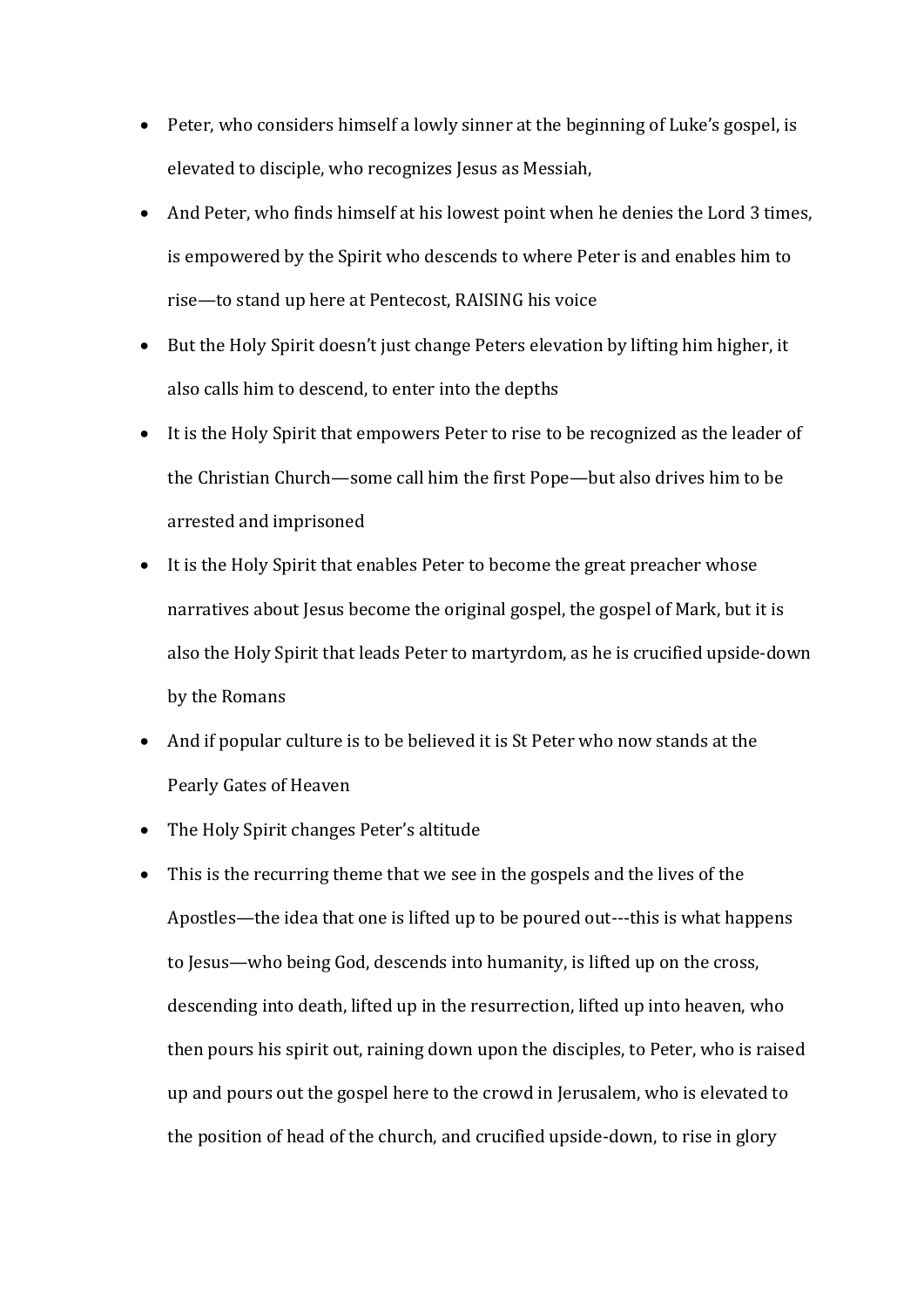- Peter, who considers himself a lowly sinner at the beginning of Luke's gospel, is elevated to disciple, who recognizes Jesus as Messiah,
- And Peter, who finds himself at his lowest point when he denies the Lord 3 times, is empowered by the Spirit who descends to where Peter is and enables him to rise—to stand up here at Pentecost, RAISING his voice
- But the Holy Spirit doesn't just change Peters elevation by lifting him higher, it also calls him to descend, to enter into the depths
- It is the Holy Spirit that empowers Peter to rise to be recognized as the leader of the Christian Church—some call him the first Pope—but also drives him to be arrested and imprisoned
- It is the Holy Spirit that enables Peter to become the great preacher whose narratives about Jesus become the original gospel, the gospel of Mark, but it is also the Holy Spirit that leads Peter to martyrdom, as he is crucified upside-down by the Romans
- And if popular culture is to be believed it is St Peter who now stands at the Pearly Gates of Heaven
- The Holy Spirit changes Peter's altitude
- This is the recurring theme that we see in the gospels and the lives of the Apostles—the idea that one is lifted up to be poured out---this is what happens to Jesus—who being God, descends into humanity, is lifted up on the cross, descending into death, lifted up in the resurrection, lifted up into heaven, who then pours his spirit out, raining down upon the disciples, to Peter, who is raised up and pours out the gospel here to the crowd in Jerusalem, who is elevated to the position of head of the church, and crucified upside-down, to rise in glory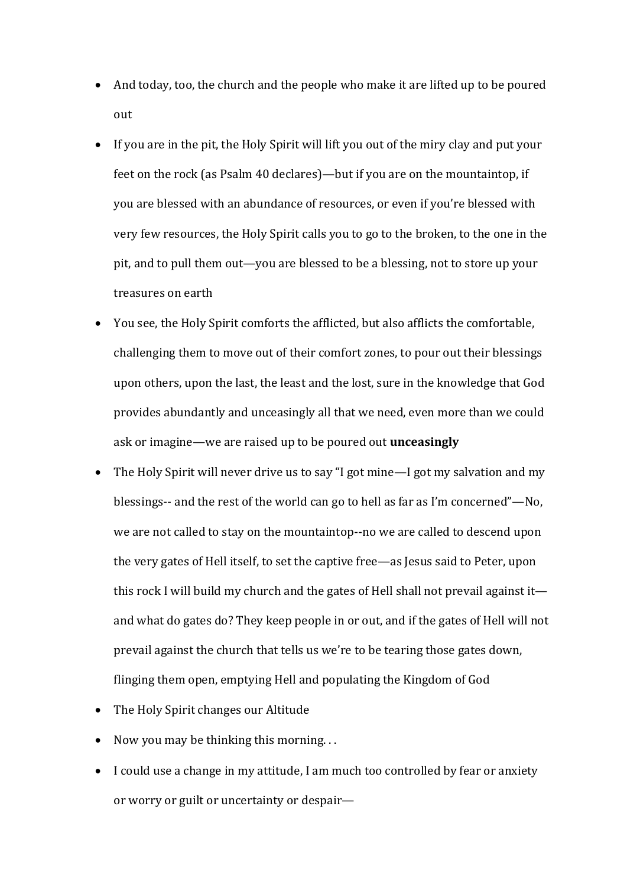- And today, too, the church and the people who make it are lifted up to be poured out
- If you are in the pit, the Holy Spirit will lift you out of the miry clay and put your feet on the rock (as Psalm 40 declares)—but if you are on the mountaintop, if you are blessed with an abundance of resources, or even if you're blessed with very few resources, the Holy Spirit calls you to go to the broken, to the one in the pit, and to pull them out—you are blessed to be a blessing, not to store up your treasures on earth
- You see, the Holy Spirit comforts the afflicted, but also afflicts the comfortable, challenging them to move out of their comfort zones, to pour out their blessings upon others, upon the last, the least and the lost, sure in the knowledge that God provides abundantly and unceasingly all that we need, even more than we could ask or imagine—we are raised up to be poured out **unceasingly**
- The Holy Spirit will never drive us to say "I got mine—I got my salvation and my blessings-- and the rest of the world can go to hell as far as I'm concerned"—No, we are not called to stay on the mountaintop--no we are called to descend upon the very gates of Hell itself, to set the captive free—as Jesus said to Peter, upon this rock I will build my church and the gates of Hell shall not prevail against it—and what do gates do? They keep people in or out, and if the gates of Hell will not prevail against the church that tells us we're to be tearing those gates down, flinging them open, emptying Hell and populating the Kingdom of God
- The Holy Spirit changes our Altitude
- Now you may be thinking this morning. . .
- I could use a change in my attitude, I am much too controlled by fear or anxiety or worry or guilt or uncertainty or despair—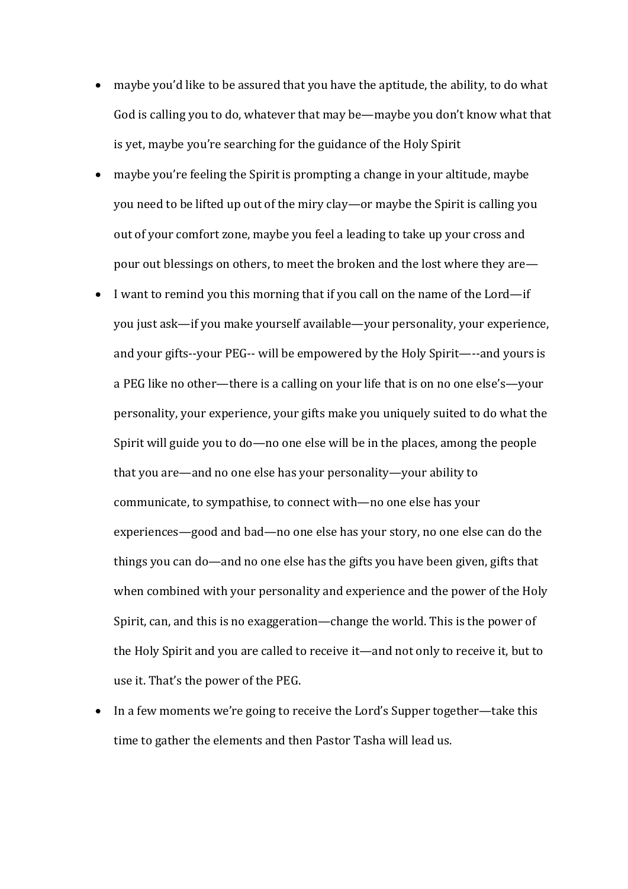- maybe you'd like to be assured that you have the aptitude, the ability, to do what God is calling you to do, whatever that may be—maybe you don't know what that is yet, maybe you're searching for the guidance of the Holy Spirit
- maybe you're feeling the Spirit is prompting a change in your altitude, maybe you need to be lifted up out of the miry clay—or maybe the Spirit is calling you out of your comfort zone, maybe you feel a leading to take up your cross and pour out blessings on others, to meet the broken and the lost where they are—
- I want to remind you this morning that if you call on the name of the Lord—if you just ask—if you make yourself available—your personality, your experience, and your gifts--your PEG-- will be empowered by the Holy Spirit—--and yours is a PEG like no other—there is a calling on your life that is on no one else's—your personality, your experience, your gifts make you uniquely suited to do what the Spirit will guide you to do—no one else will be in the places, among the people that you are—and no one else has your personality—your ability to communicate, to sympathise, to connect with—no one else has your experiences—good and bad—no one else has your story, no one else can do the things you can do—and no one else has the gifts you have been given, gifts that when combined with your personality and experience and the power of the Holy Spirit, can, and this is no exaggeration—change the world. This is the power of the Holy Spirit and you are called to receive it—and not only to receive it, but to use it. That's the power of the PEG.
- In a few moments we're going to receive the Lord's Supper together—take this time to gather the elements and then Pastor Tasha will lead us.